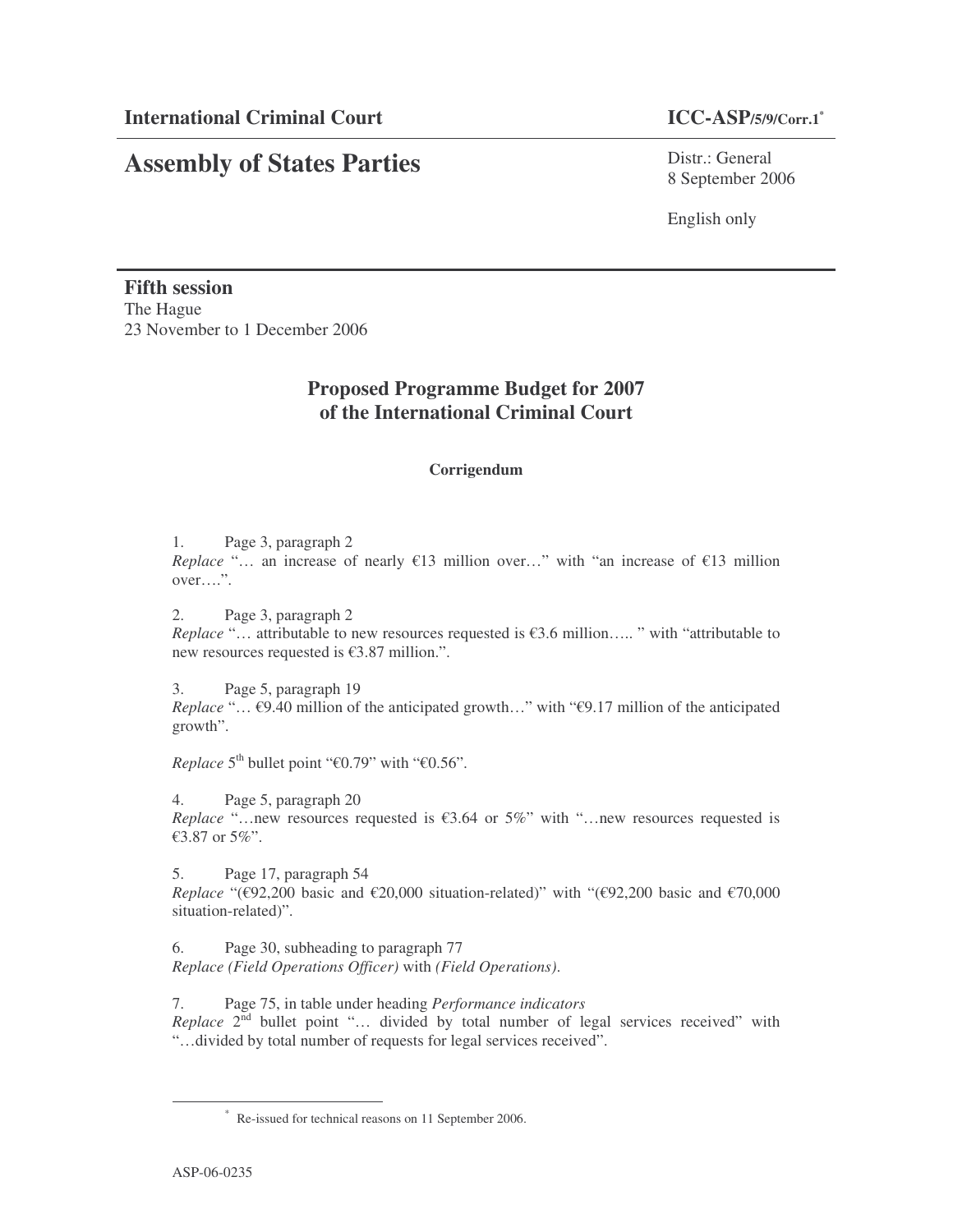**International Criminal Court** **ICC-ASP/5/9/Corr.1**[*]

# Assembly of States Parties

Distr.: General
8 September 2006

English only

**Fifth session**
The Hague
23 November to 1 December 2006

## Proposed Programme Budget for 2007 of the International Criminal Court

### Corrigendum

1. Page 3, paragraph 2
*Replace* "… an increase of nearly €13 million over…" with "an increase of €13 million over….".

2. Page 3, paragraph 2
*Replace* "… attributable to new resources requested is €3.6 million….. " with "attributable to new resources requested is €3.87 million.".

3. Page 5, paragraph 19
*Replace* "… €9.40 million of the anticipated growth…" with "€9.17 million of the anticipated growth".

*Replace* 5th bullet point "€0.79" with "€0.56".

4. Page 5, paragraph 20
*Replace* "…new resources requested is €3.64 or 5%" with "…new resources requested is €3.87 or 5%".

5. Page 17, paragraph 54
*Replace* "(€92,200 basic and €20,000 situation-related)" with "(€92,200 basic and €70,000 situation-related)".

6. Page 30, subheading to paragraph 77
*Replace (Field Operations Officer)* with *(Field Operations)*.

7. Page 75, in table under heading *Performance indicators*
*Replace* 2nd bullet point "… divided by total number of legal services received" with "…divided by total number of requests for legal services received".

[*] Re-issued for technical reasons on 11 September 2006.

ASP-06-0235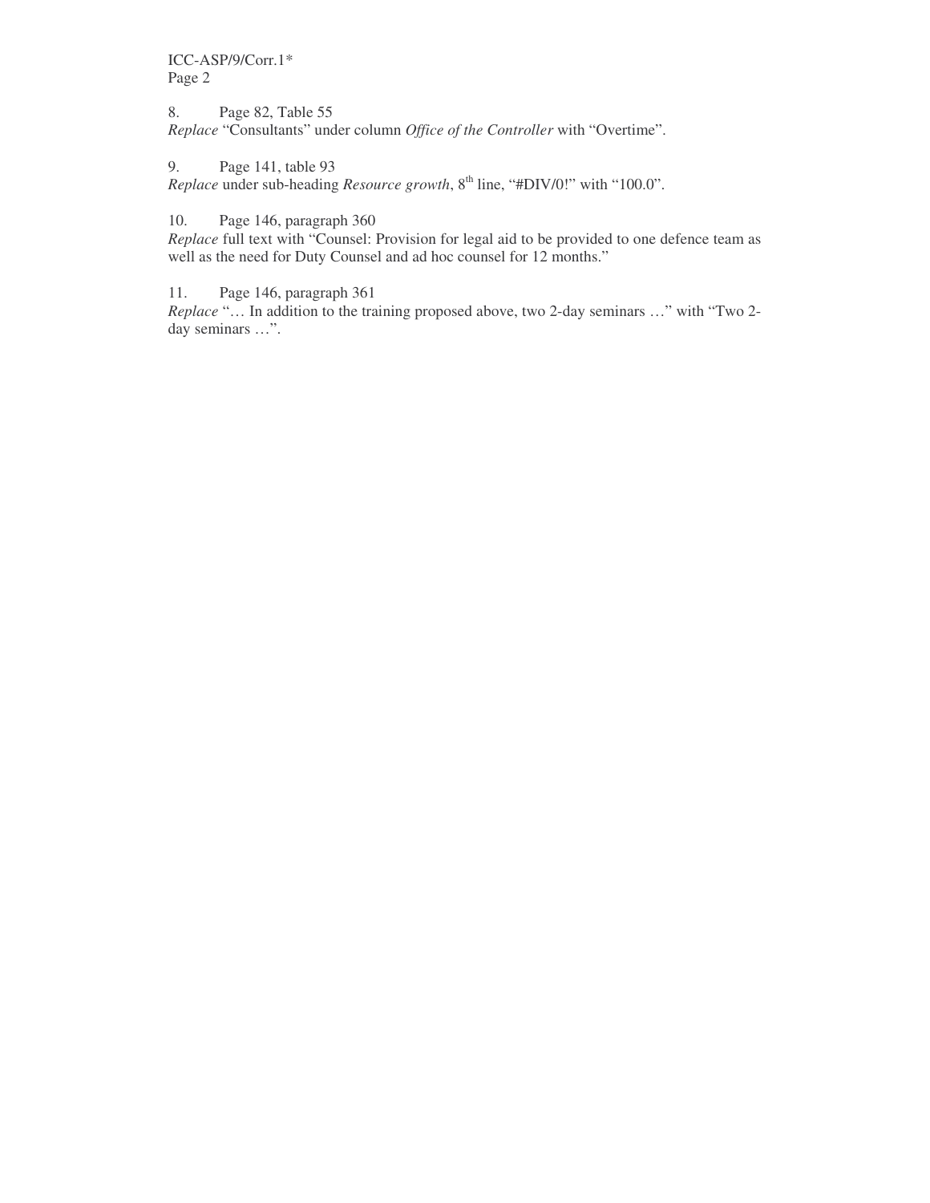8. Page 82, Table 55
*Replace* "Consultants" under column *Office of the Controller* with "Overtime".

9. Page 141, table 93
*Replace* under sub-heading *Resource growth*, 8th line, "#DIV/0!" with "100.0".

10. Page 146, paragraph 360
*Replace* full text with "Counsel: Provision for legal aid to be provided to one defence team as well as the need for Duty Counsel and ad hoc counsel for 12 months."

11. Page 146, paragraph 361
*Replace* "… In addition to the training proposed above, two 2-day seminars …" with "Two 2-day seminars …".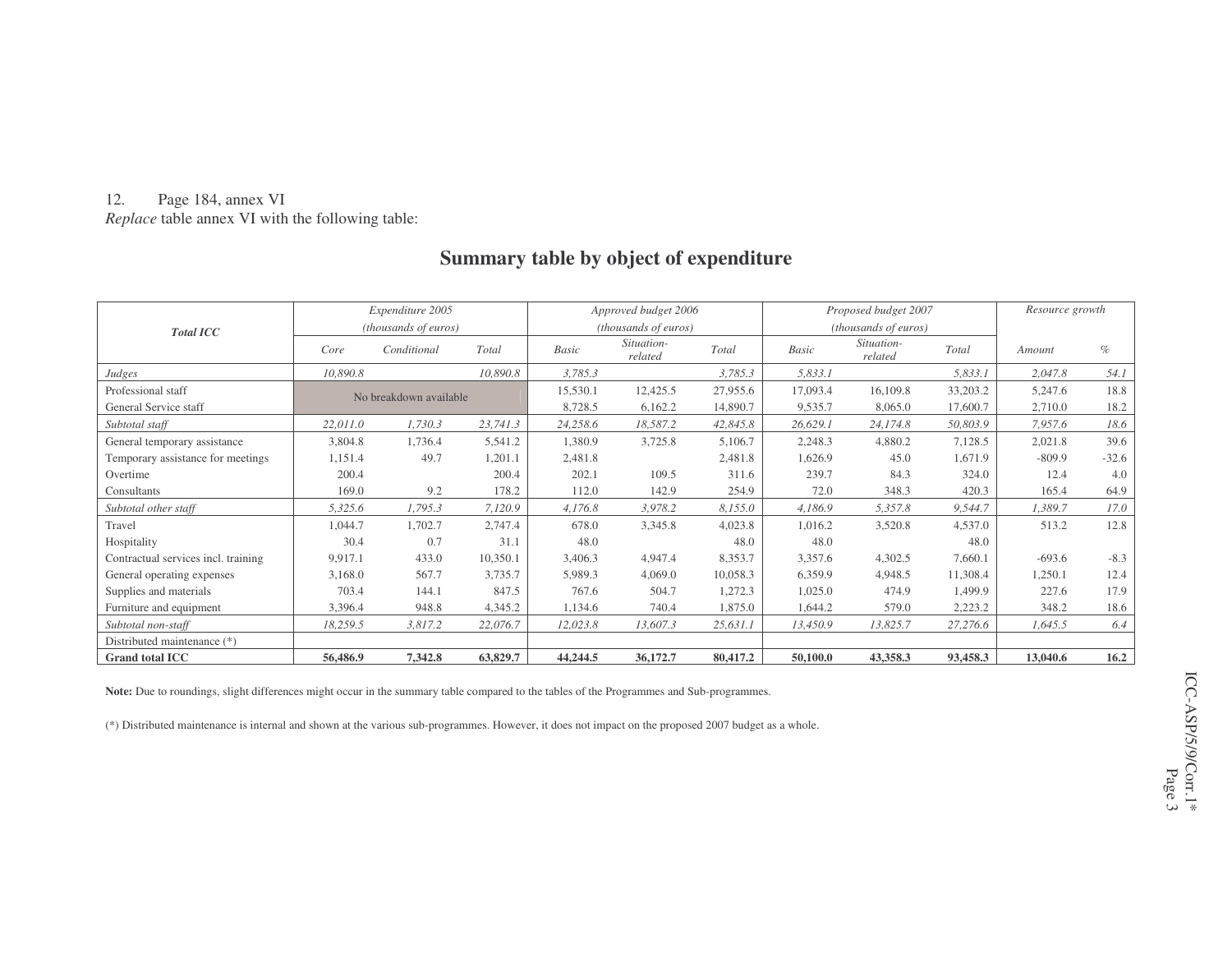12. Page 184, annex VI

*Replace* table annex VI with the following table:

## Summary table by object of expenditure

| Total ICC | Expenditure 2005 (thousands of euros) | | | Approved budget 2006 (thousands of euros) | | | Proposed budget 2007 (thousands of euros) | | | Resource growth | |
|---|---|---|---|---|---|---|---|---|---|---|---|
| | Core | Conditional | Total | Basic | Situation-related | Total | Basic | Situation-related | Total | Amount | % |
| *Judges* | *10,890.8* | | *10,890.8* | *3,785.3* | | *3,785.3* | *5,833.1* | | *5,833.1* | *2,047.8* | *54.1* |
| Professional staff | No breakdown available | | | 15,530.1 | 12,425.5 | 27,955.6 | 17,093.4 | 16,109.8 | 33,203.2 | 5,247.6 | 18.8 |
| General Service staff | | | | 8,728.5 | 6,162.2 | 14,890.7 | 9,535.7 | 8,065.0 | 17,600.7 | 2,710.0 | 18.2 |
| *Subtotal staff* | *22,011.0* | *1,730.3* | *23,741.3* | *24,258.6* | *18,587.2* | *42,845.8* | *26,629.1* | *24,174.8* | *50,803.9* | *7,957.6* | *18.6* |
| General temporary assistance | 3,804.8 | 1,736.4 | 5,541.2 | 1,380.9 | 3,725.8 | 5,106.7 | 2,248.3 | 4,880.2 | 7,128.5 | 2,021.8 | 39.6 |
| Temporary assistance for meetings | 1,151.4 | 49.7 | 1,201.1 | 2,481.8 | | 2,481.8 | 1,626.9 | 45.0 | 1,671.9 | -809.9 | -32.6 |
| Overtime | 200.4 | | 200.4 | 202.1 | 109.5 | 311.6 | 239.7 | 84.3 | 324.0 | 12.4 | 4.0 |
| Consultants | 169.0 | 9.2 | 178.2 | 112.0 | 142.9 | 254.9 | 72.0 | 348.3 | 420.3 | 165.4 | 64.9 |
| *Subtotal other staff* | *5,325.6* | *1,795.3* | *7,120.9* | *4,176.8* | *3,978.2* | *8,155.0* | *4,186.9* | *5,357.8* | *9,544.7* | *1,389.7* | *17.0* |
| Travel | 1,044.7 | 1,702.7 | 2,747.4 | 678.0 | 3,345.8 | 4,023.8 | 1,016.2 | 3,520.8 | 4,537.0 | 513.2 | 12.8 |
| Hospitality | 30.4 | 0.7 | 31.1 | 48.0 | | 48.0 | 48.0 | | 48.0 | | |
| Contractual services incl. training | 9,917.1 | 433.0 | 10,350.1 | 3,406.3 | 4,947.4 | 8,353.7 | 3,357.6 | 4,302.5 | 7,660.1 | -693.6 | -8.3 |
| General operating expenses | 3,168.0 | 567.7 | 3,735.7 | 5,989.3 | 4,069.0 | 10,058.3 | 6,359.9 | 4,948.5 | 11,308.4 | 1,250.1 | 12.4 |
| Supplies and materials | 703.4 | 144.1 | 847.5 | 767.6 | 504.7 | 1,272.3 | 1,025.0 | 474.9 | 1,499.9 | 227.6 | 17.9 |
| Furniture and equipment | 3,396.4 | 948.8 | 4,345.2 | 1,134.6 | 740.4 | 1,875.0 | 1,644.2 | 579.0 | 2,223.2 | 348.2 | 18.6 |
| *Subtotal non-staff* | *18,259.5* | *3,817.2* | *22,076.7* | *12,023.8* | *13,607.3* | *25,631.1* | *13,450.9* | *13,825.7* | *27,276.6* | *1,645.5* | *6.4* |
| Distributed maintenance (*) | | | | | | | | | | | |
| **Grand total ICC** | **56,486.9** | **7,342.8** | **63,829.7** | **44,244.5** | **36,172.7** | **80,417.2** | **50,100.0** | **43,358.3** | **93,458.3** | **13,040.6** | **16.2** |

**Note:** Due to roundings, slight differences might occur in the summary table compared to the tables of the Programmes and Sub-programmes.

(*) Distributed maintenance is internal and shown at the various sub-programmes. However, it does not impact on the proposed 2007 budget as a whole.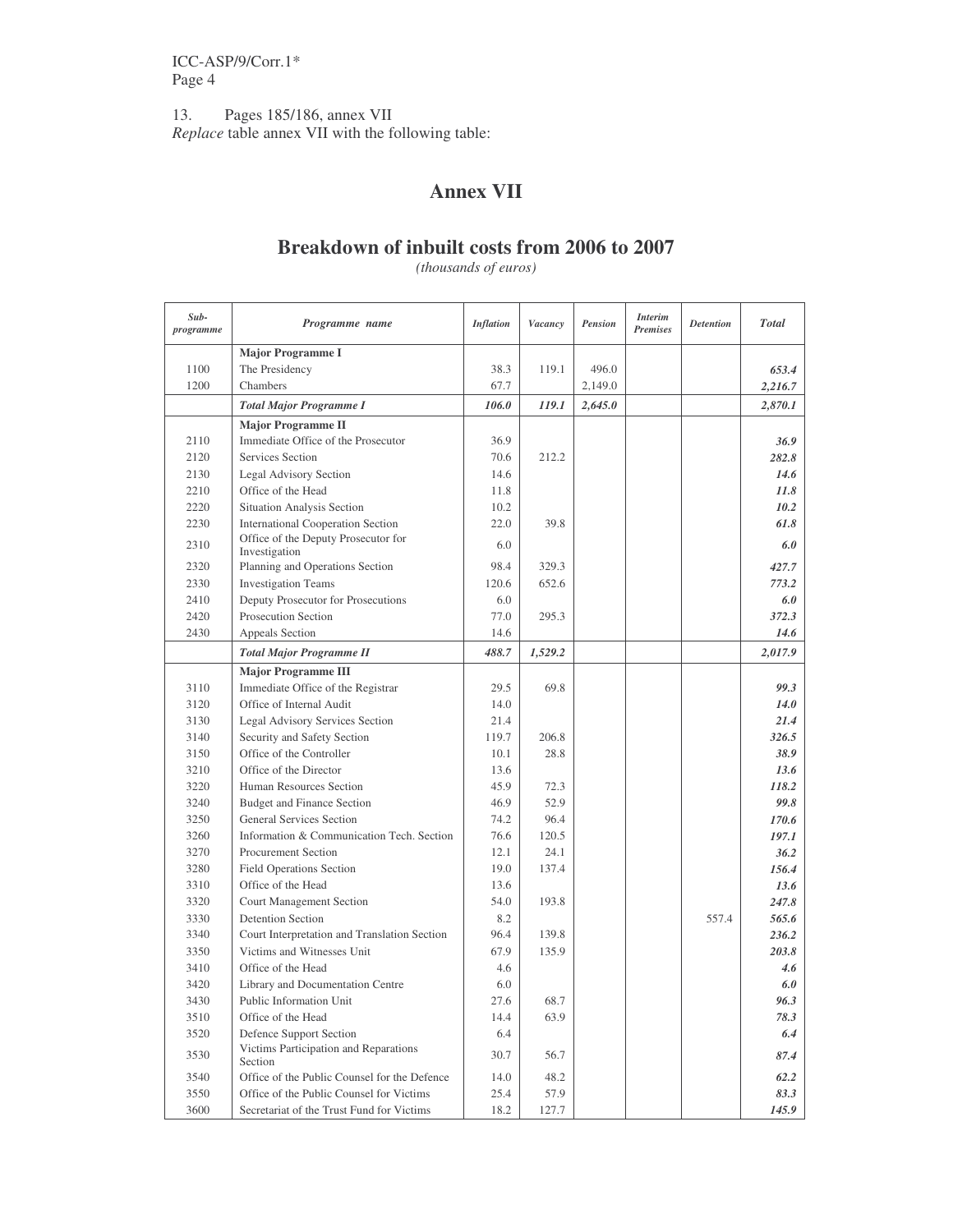13. Pages 185/186, annex VII
*Replace* table annex VII with the following table:

# Annex VII

## Breakdown of inbuilt costs from 2006 to 2007

*(thousands of euros)*

| *Sub-programme* | *Programme name* | *Inflation* | *Vacancy* | *Pension* | *Interim Premises* | *Detention* | *Total* |
|---|---|---|---|---|---|---|---|
| | **Major Programme I** | | | | | | |
| 1100 | The Presidency | 38.3 | 119.1 | 496.0 | | | ***653.4*** |
| 1200 | Chambers | 67.7 | | 2,149.0 | | | ***2,216.7*** |
| | ***Total Major Programme I*** | ***106.0*** | ***119.1*** | ***2,645.0*** | | | ***2,870.1*** |
| | **Major Programme II** | | | | | | |
| 2110 | Immediate Office of the Prosecutor | 36.9 | | | | | ***36.9*** |
| 2120 | Services Section | 70.6 | 212.2 | | | | ***282.8*** |
| 2130 | Legal Advisory Section | 14.6 | | | | | ***14.6*** |
| 2210 | Office of the Head | 11.8 | | | | | ***11.8*** |
| 2220 | Situation Analysis Section | 10.2 | | | | | ***10.2*** |
| 2230 | International Cooperation Section | 22.0 | 39.8 | | | | ***61.8*** |
| 2310 | Office of the Deputy Prosecutor for Investigation | 6.0 | | | | | ***6.0*** |
| 2320 | Planning and Operations Section | 98.4 | 329.3 | | | | ***427.7*** |
| 2330 | Investigation Teams | 120.6 | 652.6 | | | | ***773.2*** |
| 2410 | Deputy Prosecutor for Prosecutions | 6.0 | | | | | ***6.0*** |
| 2420 | Prosecution Section | 77.0 | 295.3 | | | | ***372.3*** |
| 2430 | Appeals Section | 14.6 | | | | | ***14.6*** |
| | ***Total Major Programme II*** | ***488.7*** | ***1,529.2*** | | | | ***2,017.9*** |
| | **Major Programme III** | | | | | | |
| 3110 | Immediate Office of the Registrar | 29.5 | 69.8 | | | | ***99.3*** |
| 3120 | Office of Internal Audit | 14.0 | | | | | ***14.0*** |
| 3130 | Legal Advisory Services Section | 21.4 | | | | | ***21.4*** |
| 3140 | Security and Safety Section | 119.7 | 206.8 | | | | ***326.5*** |
| 3150 | Office of the Controller | 10.1 | 28.8 | | | | ***38.9*** |
| 3210 | Office of the Director | 13.6 | | | | | ***13.6*** |
| 3220 | Human Resources Section | 45.9 | 72.3 | | | | ***118.2*** |
| 3240 | Budget and Finance Section | 46.9 | 52.9 | | | | ***99.8*** |
| 3250 | General Services Section | 74.2 | 96.4 | | | | ***170.6*** |
| 3260 | Information & Communication Tech. Section | 76.6 | 120.5 | | | | ***197.1*** |
| 3270 | Procurement Section | 12.1 | 24.1 | | | | ***36.2*** |
| 3280 | Field Operations Section | 19.0 | 137.4 | | | | ***156.4*** |
| 3310 | Office of the Head | 13.6 | | | | | ***13.6*** |
| 3320 | Court Management Section | 54.0 | 193.8 | | | | ***247.8*** |
| 3330 | Detention Section | 8.2 | | | | 557.4 | ***565.6*** |
| 3340 | Court Interpretation and Translation Section | 96.4 | 139.8 | | | | ***236.2*** |
| 3350 | Victims and Witnesses Unit | 67.9 | 135.9 | | | | ***203.8*** |
| 3410 | Office of the Head | 4.6 | | | | | ***4.6*** |
| 3420 | Library and Documentation Centre | 6.0 | | | | | ***6.0*** |
| 3430 | Public Information Unit | 27.6 | 68.7 | | | | ***96.3*** |
| 3510 | Office of the Head | 14.4 | 63.9 | | | | ***78.3*** |
| 3520 | Defence Support Section | 6.4 | | | | | ***6.4*** |
| 3530 | Victims Participation and Reparations Section | 30.7 | 56.7 | | | | ***87.4*** |
| 3540 | Office of the Public Counsel for the Defence | 14.0 | 48.2 | | | | ***62.2*** |
| 3550 | Office of the Public Counsel for Victims | 25.4 | 57.9 | | | | ***83.3*** |
| 3600 | Secretariat of the Trust Fund for Victims | 18.2 | 127.7 | | | | ***145.9*** |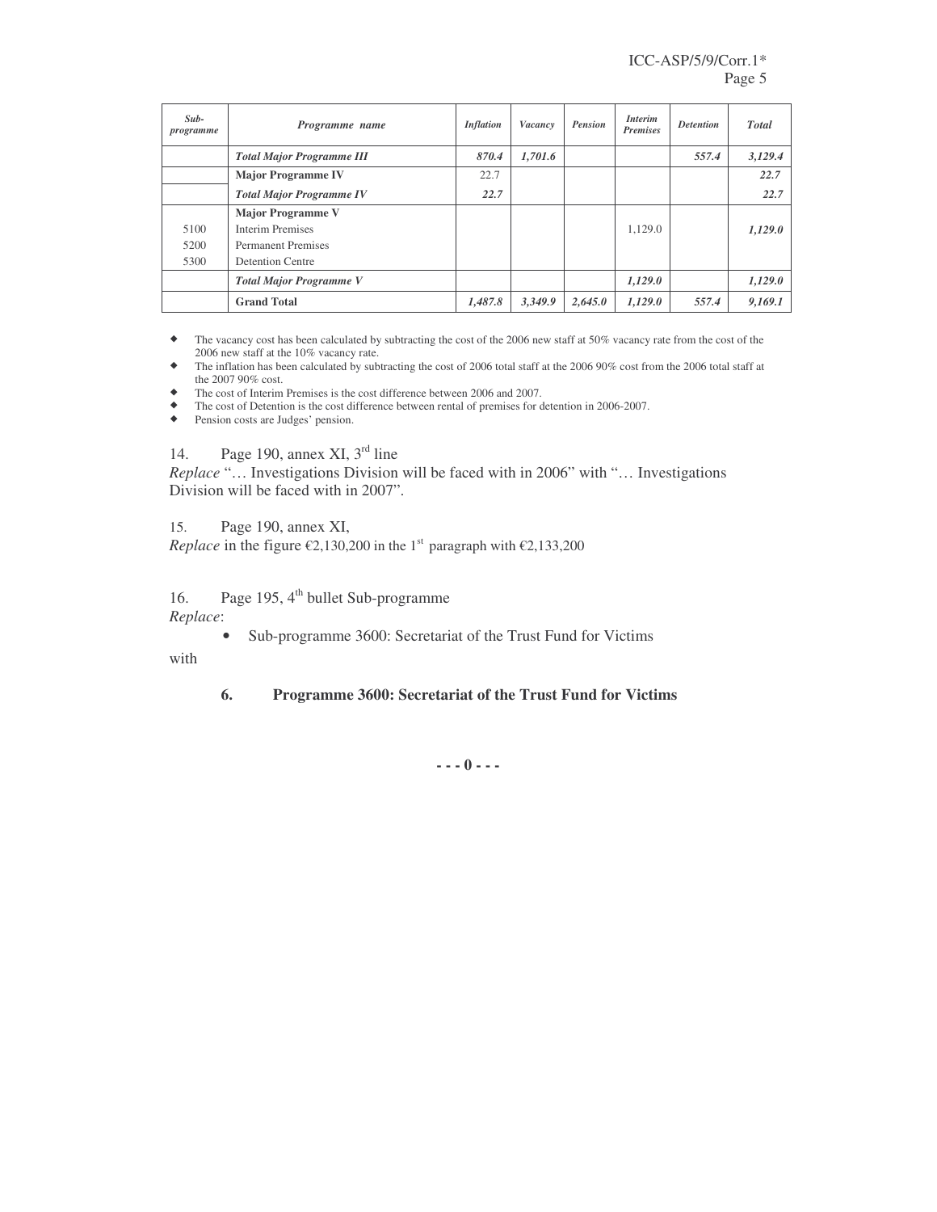| *Sub-programme* | ***Programme name*** | *Inflation* | *Vacancy* | *Pension* | *Interim Premises* | *Detention* | *Total* |
|---|---|---|---|---|---|---|---|
| | ***Total Major Programme III*** | ***870.4*** | ***1,701.6*** | | | ***557.4*** | ***3,129.4*** |
| | **Major Programme IV** | 22.7 | | | | | ***22.7*** |
| | ***Total Major Programme IV*** | ***22.7*** | | | | | ***22.7*** |
| | **Major Programme V** | | | | | | |
| 5100 | Interim Premises | | | | 1,129.0 | | ***1,129.0*** |
| 5200 | Permanent Premises | | | | | | |
| 5300 | Detention Centre | | | | | | |
| | ***Total Major Programme V*** | | | | ***1,129.0*** | | ***1,129.0*** |
| | **Grand Total** | ***1,487.8*** | ***3,349.9*** | ***2,645.0*** | ***1,129.0*** | ***557.4*** | ***9,169.1*** |

- The vacancy cost has been calculated by subtracting the cost of the 2006 new staff at 50% vacancy rate from the cost of the 2006 new staff at the 10% vacancy rate.
- The inflation has been calculated by subtracting the cost of 2006 total staff at the 2006 90% cost from the 2006 total staff at the 2007 90% cost.
- The cost of Interim Premises is the cost difference between 2006 and 2007.
- The cost of Detention is the cost difference between rental of premises for detention in 2006-2007.
- Pension costs are Judges' pension.

14. Page 190, annex XI, 3rd line

*Replace* "… Investigations Division will be faced with in 2006" with "… Investigations Division will be faced with in 2007".

15. Page 190, annex XI,

*Replace* in the figure €2,130,200 in the 1st paragraph with €2,133,200

16. Page 195, 4th bullet Sub-programme

*Replace*:

- Sub-programme 3600: Secretariat of the Trust Fund for Victims

with

**6. Programme 3600: Secretariat of the Trust Fund for Victims**

**- - - 0 - - -**